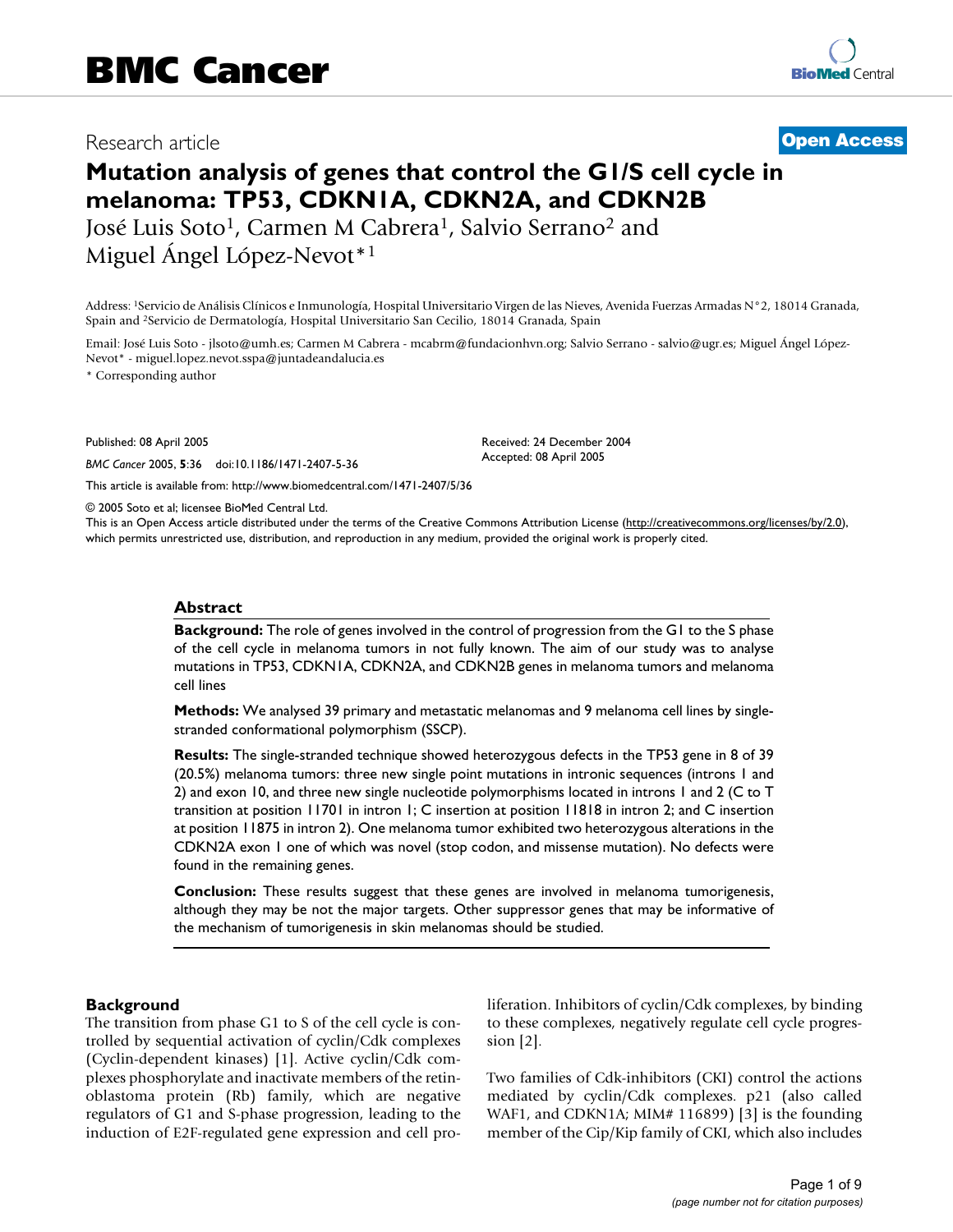# BMC Cancer

Research article **Open Access**

# Mutation analysis of genes that control the G1/S cell cycle in melanoma: TP53, CDKN1A, CDKN2A, and CDKN2B

José Luis Soto[1], Carmen M Cabrera[1], Salvio Serrano[2] and Miguel Ángel López-Nevot*[1]

Address: [1]Servicio de Análisis Clínicos e Inmunología, Hospital Universitario Virgen de las Nieves, Avenida Fuerzas Armadas N°2, 18014 Granada, Spain and [2]Servicio de Dermatología, Hospital Universitario San Cecilio, 18014 Granada, Spain

Email: José Luis Soto - jlsoto@umh.es; Carmen M Cabrera - mcabrm@fundacionhvn.org; Salvio Serrano - salvio@ugr.es; Miguel Ángel López-Nevot* - miguel.lopez.nevot.sspa@juntadeandalucia.es

* Corresponding author

Published: 08 April 2005

*BMC Cancer* 2005, **5**:36 doi:10.1186/1471-2407-5-36

Received: 24 December 2004
Accepted: 08 April 2005

This article is available from: http://www.biomedcentral.com/1471-2407/5/36

© 2005 Soto et al; licensee BioMed Central Ltd.

This is an Open Access article distributed under the terms of the Creative Commons Attribution License (http://creativecommons.org/licenses/by/2.0), which permits unrestricted use, distribution, and reproduction in any medium, provided the original work is properly cited.

## Abstract

**Background:** The role of genes involved in the control of progression from the G1 to the S phase of the cell cycle in melanoma tumors in not fully known. The aim of our study was to analyse mutations in TP53, CDKN1A, CDKN2A, and CDKN2B genes in melanoma tumors and melanoma cell lines

**Methods:** We analysed 39 primary and metastatic melanomas and 9 melanoma cell lines by single-stranded conformational polymorphism (SSCP).

**Results:** The single-stranded technique showed heterozygous defects in the TP53 gene in 8 of 39 (20.5%) melanoma tumors: three new single point mutations in intronic sequences (introns 1 and 2) and exon 10, and three new single nucleotide polymorphisms located in introns 1 and 2 (C to T transition at position 11701 in intron 1; C insertion at position 11818 in intron 2; and C insertion at position 11875 in intron 2). One melanoma tumor exhibited two heterozygous alterations in the CDKN2A exon 1 one of which was novel (stop codon, and missense mutation). No defects were found in the remaining genes.

**Conclusion:** These results suggest that these genes are involved in melanoma tumorigenesis, although they may be not the major targets. Other suppressor genes that may be informative of the mechanism of tumorigenesis in skin melanomas should be studied.

## Background

The transition from phase G1 to S of the cell cycle is controlled by sequential activation of cyclin/Cdk complexes (Cyclin-dependent kinases) [1]. Active cyclin/Cdk complexes phosphorylate and inactivate members of the retinoblastoma protein (Rb) family, which are negative regulators of G1 and S-phase progression, leading to the induction of E2F-regulated gene expression and cell proliferation. Inhibitors of cyclin/Cdk complexes, by binding to these complexes, negatively regulate cell cycle progression [2].

Two families of Cdk-inhibitors (CKI) control the actions mediated by cyclin/Cdk complexes. p21 (also called WAF1, and CDKN1A; MIM# 116899) [3] is the founding member of the Cip/Kip family of CKI, which also includes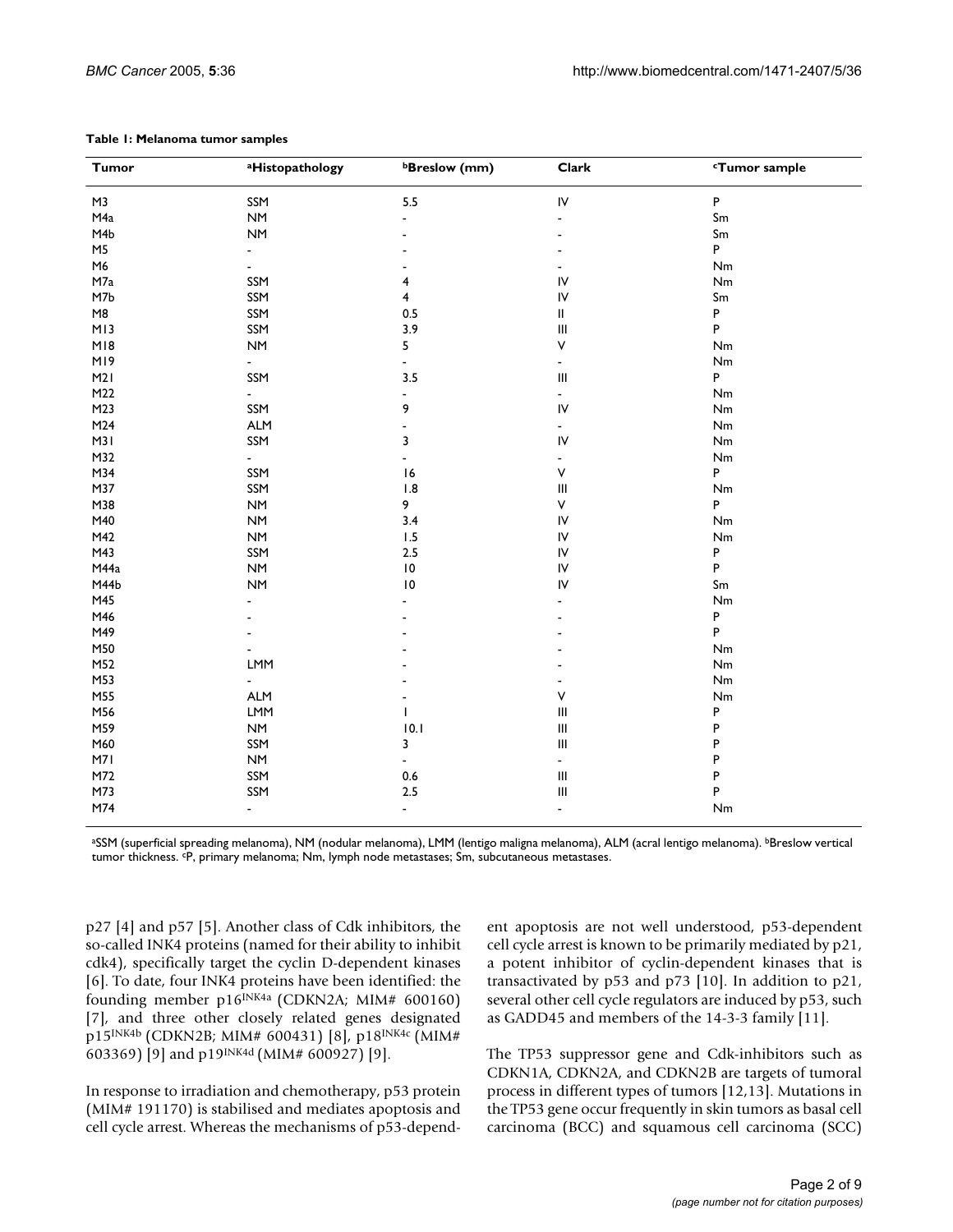**Table 1: Melanoma tumor samples**

| Tumor | [a]Histopathology | [b]Breslow (mm) | Clark | [c]Tumor sample |
|---|---|---|---|---|
| M3 | SSM | 5.5 | IV | P |
| M4a | NM | - | - | Sm |
| M4b | NM | - | - | Sm |
| M5 | - | - | - | P |
| M6 | - | - | - | Nm |
| M7a | SSM | 4 | IV | Nm |
| M7b | SSM | 4 | IV | Sm |
| M8 | SSM | 0.5 | II | P |
| M13 | SSM | 3.9 | III | P |
| M18 | NM | 5 | V | Nm |
| M19 | - | - | - | Nm |
| M21 | SSM | 3.5 | III | P |
| M22 | - | - | - | Nm |
| M23 | SSM | 9 | IV | Nm |
| M24 | ALM | - | - | Nm |
| M31 | SSM | 3 | IV | Nm |
| M32 | - | - | - | Nm |
| M34 | SSM | 16 | V | P |
| M37 | SSM | 1.8 | III | Nm |
| M38 | NM | 9 | V | P |
| M40 | NM | 3.4 | IV | Nm |
| M42 | NM | 1.5 | IV | Nm |
| M43 | SSM | 2.5 | IV | P |
| M44a | NM | 10 | IV | P |
| M44b | NM | 10 | IV | Sm |
| M45 | - | - | - | Nm |
| M46 | - | - | - | P |
| M49 | - | - | - | P |
| M50 | - | - | - | Nm |
| M52 | LMM | - | - | Nm |
| M53 | - | - | - | Nm |
| M55 | ALM | - | V | Nm |
| M56 | LMM | 1 | III | P |
| M59 | NM | 10.1 | III | P |
| M60 | SSM | 3 | III | P |
| M71 | NM | - | - | P |
| M72 | SSM | 0.6 | III | P |
| M73 | SSM | 2.5 | III | P |
| M74 | - | - | - | Nm |

[a]SSM (superficial spreading melanoma), NM (nodular melanoma), LMM (lentigo maligna melanoma), ALM (acral lentigo melanoma). [b]Breslow vertical tumor thickness. [c]P, primary melanoma; Nm, lymph node metastases; Sm, subcutaneous metastases.

p27 [4] and p57 [5]. Another class of Cdk inhibitors, the so-called INK4 proteins (named for their ability to inhibit cdk4), specifically target the cyclin D-dependent kinases [6]. To date, four INK4 proteins have been identified: the founding member $p16^{INK4a}$ (CDKN2A; MIM# 600160) [7], and three other closely related genes designated $p15^{INK4b}$ (CDKN2B; MIM# 600431) [8], $p18^{INK4c}$ (MIM# 603369) [9] and $p19^{INK4d}$ (MIM# 600927) [9].

In response to irradiation and chemotherapy, p53 protein (MIM# 191170) is stabilised and mediates apoptosis and cell cycle arrest. Whereas the mechanisms of p53-dependent apoptosis are not well understood, p53-dependent cell cycle arrest is known to be primarily mediated by p21, a potent inhibitor of cyclin-dependent kinases that is transactivated by p53 and p73 [10]. In addition to p21, several other cell cycle regulators are induced by p53, such as GADD45 and members of the 14-3-3 family [11].

The TP53 suppressor gene and Cdk-inhibitors such as CDKN1A, CDKN2A, and CDKN2B are targets of tumoral process in different types of tumors [12,13]. Mutations in the TP53 gene occur frequently in skin tumors as basal cell carcinoma (BCC) and squamous cell carcinoma (SCC)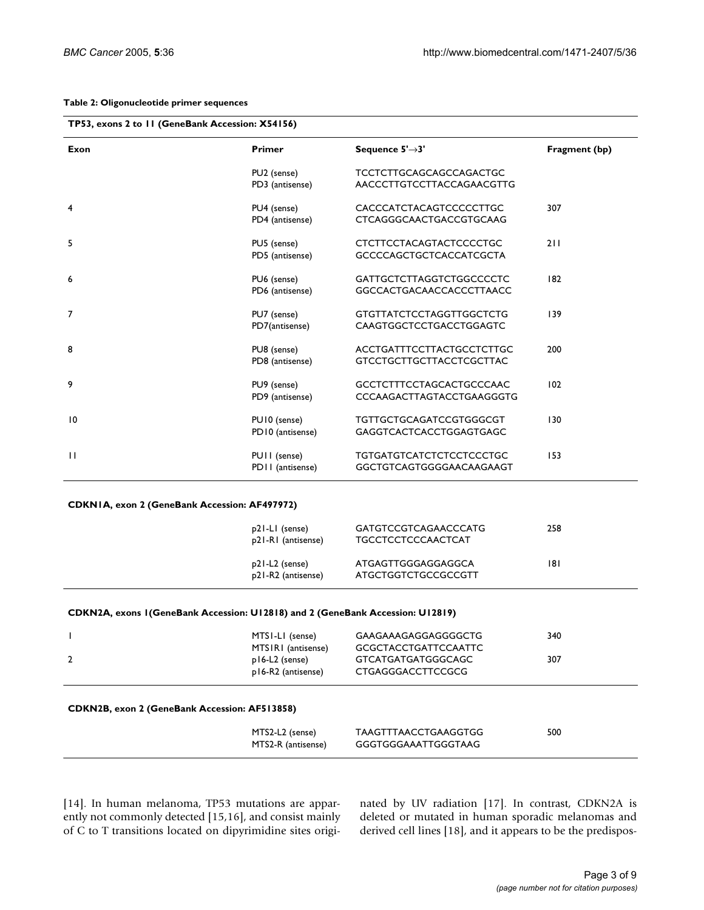**Table 2: Oligonucleotide primer sequences**

| Exon | Primer | Sequence 5'→3' | Fragment (bp) |
|---|---|---|---|
| **TP53, exons 2 to 11 (GeneBank Accession: X54156)** | | | |
| | PU2 (sense) | TCCTCTTGCAGCAGCCAGACTGC | |
| | PD3 (antisense) | AACCCTTGTCCTTACCAGAACGTTG | |
| 4 | PU4 (sense) | CACCCATCTACAGTCCCCCTTGC | 307 |
| | PD4 (antisense) | CTCAGGGCAACTGACCGTGCAAG | |
| 5 | PU5 (sense) | CTCTTCCTACAGTACTCCCCTGC | 211 |
| | PD5 (antisense) | GCCCCAGCTGCTCACCATCGCTA | |
| 6 | PU6 (sense) | GATTGCTCTTAGGTCTGGCCCCTC | 182 |
| | PD6 (antisense) | GGCCACTGACAACCACCCTTAACC | |
| 7 | PU7 (sense) | GTGTTATCTCCTAGGTTGGCTCTG | 139 |
| | PD7(antisense) | CAAGTGGCTCCTGACCTGGAGTC | |
| 8 | PU8 (sense) | ACCTGATTTCCTTACTGCCTCTTGC | 200 |
| | PD8 (antisense) | GTCCTGCTTGCTTACCTCGCTTAC | |
| 9 | PU9 (sense) | GCCTCTTTCCTAGCACTGCCCAAC | 102 |
| | PD9 (antisense) | CCCAAGACTTAGTACCTGAAGGGTG | |
| 10 | PU10 (sense) | TGTTGCTGCAGATCCGTGGGCGT | 130 |
| | PD10 (antisense) | GAGGTCACTCACCTGGAGTGAGC | |
| 11 | PU11 (sense) | TGTGATGTCATCTCTCCTCCCTGC | 153 |
| | PD11 (antisense) | GGCTGTCAGTGGGGAACAAGAAGT | |
| **CDKN1A, exon 2 (GeneBank Accession: AF497972)** | | | |
| | p21-L1 (sense) | GATGTCCGTCAGAACCCATG | 258 |
| | p21-R1 (antisense) | TGCCTCCTCCCAACTCAT | |
| | p21-L2 (sense) | ATGAGTTGGGAGGAGGCA | 181 |
| | p21-R2 (antisense) | ATGCTGGTCTGCCGCCGTT | |
| **CDKN2A, exons 1(GeneBank Accession: U12818) and 2 (GeneBank Accession: U12819)** | | | |
| 1 | MTS1-L1 (sense) | GAAGAAAGAGGAGGGGCTG | 340 |
| | MTS1R1 (antisense) | GCGCTACCTGATTCCAATTC | |
| 2 | p16-L2 (sense) | GTCATGATGATGGGCAGC | 307 |
| | p16-R2 (antisense) | CTGAGGGACCTTCCGCG | |
| **CDKN2B, exon 2 (GeneBank Accession: AF513858)** | | | |
| | MTS2-L2 (sense) | TAAGTTTAACCTGAAGGTGG | 500 |
| | MTS2-R (antisense) | GGGTGGGAAATTGGGTAAG | |

[14]. In human melanoma, TP53 mutations are apparently not commonly detected [15,16], and consist mainly of C to T transitions located on dipyrimidine sites originated by UV radiation [17]. In contrast, CDKN2A is deleted or mutated in human sporadic melanomas and derived cell lines [18], and it appears to be the predispos-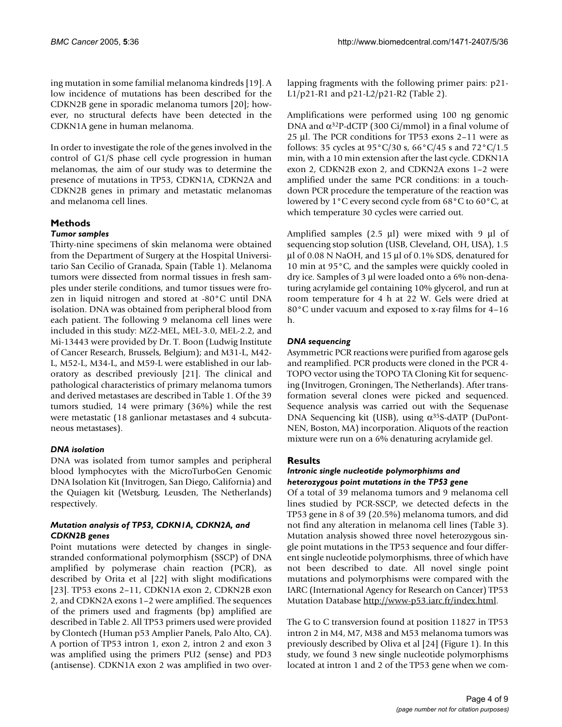ing mutation in some familial melanoma kindreds [19]. A low incidence of mutations has been described for the CDKN2B gene in sporadic melanoma tumors [20]; however, no structural defects have been detected in the CDKN1A gene in human melanoma.

In order to investigate the role of the genes involved in the control of G1/S phase cell cycle progression in human melanomas, the aim of our study was to determine the presence of mutations in TP53, CDKN1A, CDKN2A and CDKN2B genes in primary and metastatic melanomas and melanoma cell lines.

## Methods

### *Tumor samples*

Thirty-nine specimens of skin melanoma were obtained from the Department of Surgery at the Hospital Universitario San Cecilio of Granada, Spain (Table 1). Melanoma tumors were dissected from normal tissues in fresh samples under sterile conditions, and tumor tissues were frozen in liquid nitrogen and stored at -80°C until DNA isolation. DNA was obtained from peripheral blood from each patient. The following 9 melanoma cell lines were included in this study: MZ2-MEL, MEL-3.0, MEL-2.2, and Mi-13443 were provided by Dr. T. Boon (Ludwig Institute of Cancer Research, Brussels, Belgium); and M31-L, M42-L, M52-L, M34-L, and M59-L were established in our laboratory as described previously [21]. The clinical and pathological characteristics of primary melanoma tumors and derived metastases are described in Table 1. Of the 39 tumors studied, 14 were primary (36%) while the rest were metastatic (18 ganlionar metastases and 4 subcutaneous metastases).

### *DNA isolation*

DNA was isolated from tumor samples and peripheral blood lymphocytes with the MicroTurboGen Genomic DNA Isolation Kit (Invitrogen, San Diego, California) and the Quiagen kit (Wetsburg, Leusden, The Netherlands) respectively.

### *Mutation analysis of TP53, CDKN1A, CDKN2A, and CDKN2B genes*

Point mutations were detected by changes in single-stranded conformational polymorphism (SSCP) of DNA amplified by polymerase chain reaction (PCR), as described by Orita et al [22] with slight modifications [23]. TP53 exons 2–11, CDKN1A exon 2, CDKN2B exon 2, and CDKN2A exons 1–2 were amplified. The sequences of the primers used and fragments (bp) amplified are described in Table 2. All TP53 primers used were provided by Clontech (Human p53 Amplier Panels, Palo Alto, CA). A portion of TP53 intron 1, exon 2, intron 2 and exon 3 was amplified using the primers PU2 (sense) and PD3 (antisense). CDKN1A exon 2 was amplified in two overlapping fragments with the following primer pairs: p21-L1/p21-R1 and p21-L2/p21-R2 (Table 2).

Amplifications were performed using 100 ng genomic DNA and $\alpha^{32}$P-dCTP (300 Ci/mmol) in a final volume of 25 µl. The PCR conditions for TP53 exons 2–11 were as follows: 35 cycles at 95°C/30 s, 66°C/45 s and 72°C/1.5 min, with a 10 min extension after the last cycle. CDKN1A exon 2, CDKN2B exon 2, and CDKN2A exons 1–2 were amplified under the same PCR conditions: in a touchdown PCR procedure the temperature of the reaction was lowered by 1°C every second cycle from 68°C to 60°C, at which temperature 30 cycles were carried out.

Amplified samples (2.5 µl) were mixed with 9 µl of sequencing stop solution (USB, Cleveland, OH, USA), 1.5 µl of 0.08 N NaOH, and 15 µl of 0.1% SDS, denatured for 10 min at 95°C, and the samples were quickly cooled in dry ice. Samples of 3 µl were loaded onto a 6% non-denaturing acrylamide gel containing 10% glycerol, and run at room temperature for 4 h at 22 W. Gels were dried at 80°C under vacuum and exposed to x-ray films for 4–16 h.

### *DNA sequencing*

Asymmetric PCR reactions were purified from agarose gels and reamplified. PCR products were cloned in the PCR 4-TOPO vector using the TOPO TA Cloning Kit for sequencing (Invitrogen, Groningen, The Netherlands). After transformation several clones were picked and sequenced. Sequence analysis was carried out with the Sequenase DNA Sequencing kit (USB), using $\alpha^{35}$S-dATP (DuPont-NEN, Boston, MA) incorporation. Aliquots of the reaction mixture were run on a 6% denaturing acrylamide gel.

## Results

### *Intronic single nucleotide polymorphisms and heterozygous point mutations in the TP53 gene*

Of a total of 39 melanoma tumors and 9 melanoma cell lines studied by PCR-SSCP, we detected defects in the TP53 gene in 8 of 39 (20.5%) melanoma tumors, and did not find any alteration in melanoma cell lines (Table 3). Mutation analysis showed three novel heterozygous single point mutations in the TP53 sequence and four different single nucleotide polymorphisms, three of which have not been described to date. All novel single point mutations and polymorphisms were compared with the IARC (International Agency for Research on Cancer) TP53 Mutation Database http://www-p53.iarc.fr/index.html.

The G to C transversion found at position 11827 in TP53 intron 2 in M4, M7, M38 and M53 melanoma tumors was previously described by Oliva et al [24] (Figure 1). In this study, we found 3 new single nucleotide polymorphisms located at intron 1 and 2 of the TP53 gene when we com-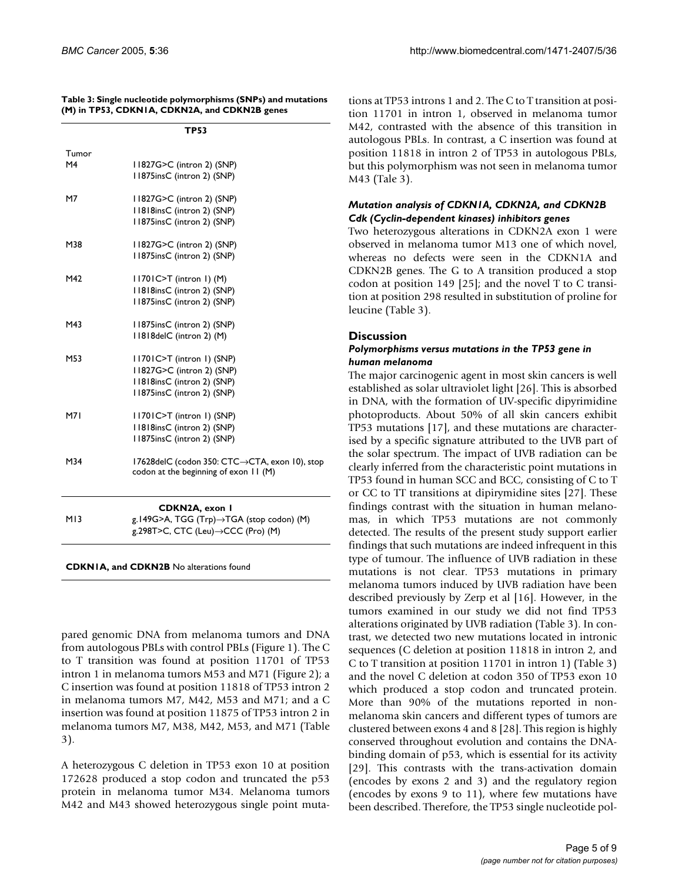**Table 3: Single nucleotide polymorphisms (SNPs) and mutations (M) in TP53, CDKN1A, CDKN2A, and CDKN2B genes**

| | TP53 |
|---|---|
| Tumor | |
| M4 | 11827G>C (intron 2) (SNP)<br>11875insC (intron 2) (SNP) |
| M7 | 11827G>C (intron 2) (SNP)<br>11818insC (intron 2) (SNP)<br>11875insC (intron 2) (SNP) |
| M38 | 11827G>C (intron 2) (SNP)<br>11875insC (intron 2) (SNP) |
| M42 | 11701C>T (intron 1) (M)<br>11818insC (intron 2) (SNP)<br>11875insC (intron 2) (SNP) |
| M43 | 11875insC (intron 2) (SNP)<br>11818delC (intron 2) (M) |
| M53 | 11701C>T (intron 1) (SNP)<br>11827G>C (intron 2) (SNP)<br>11818insC (intron 2) (SNP)<br>11875insC (intron 2) (SNP) |
| M71 | 11701C>T (intron 1) (SNP)<br>11818insC (intron 2) (SNP)<br>11875insC (intron 2) (SNP) |
| M34 | 17628delC (codon 350: CTC→CTA, exon 10), stop codon at the beginning of exon 11 (M) |
| | **CDKN2A, exon 1** |
| M13 | g.149G>A, TGG (Trp)→TGA (stop codon) (M)<br>g.298T>C, CTC (Leu)→CCC (Pro) (M) |
| **CDKN1A, and CDKN2B** No alterations found | |

pared genomic DNA from melanoma tumors and DNA from autologous PBLs with control PBLs (Figure 1). The C to T transition was found at position 11701 of TP53 intron 1 in melanoma tumors M53 and M71 (Figure 2); a C insertion was found at position 11818 of TP53 intron 2 in melanoma tumors M7, M42, M53 and M71; and a C insertion was found at position 11875 of TP53 intron 2 in melanoma tumors M7, M38, M42, M53, and M71 (Table 3).

A heterozygous C deletion in TP53 exon 10 at position 172628 produced a stop codon and truncated the p53 protein in melanoma tumor M34. Melanoma tumors M42 and M43 showed heterozygous single point mutations at TP53 introns 1 and 2. The C to T transition at position 11701 in intron 1, observed in melanoma tumor M42, contrasted with the absence of this transition in autologous PBLs. In contrast, a C insertion was found at position 11818 in intron 2 of TP53 in autologous PBLs, but this polymorphism was not seen in melanoma tumor M43 (Tale 3).

### *Mutation analysis of CDKN1A, CDKN2A, and CDKN2B Cdk (Cyclin-dependent kinases) inhibitors genes*

Two heterozygous alterations in CDKN2A exon 1 were observed in melanoma tumor M13 one of which novel, whereas no defects were seen in the CDKN1A and CDKN2B genes. The G to A transition produced a stop codon at position 149 [25]; and the novel T to C transition at position 298 resulted in substitution of proline for leucine (Table 3).

## Discussion

### *Polymorphisms versus mutations in the TP53 gene in human melanoma*

The major carcinogenic agent in most skin cancers is well established as solar ultraviolet light [26]. This is absorbed in DNA, with the formation of UV-specific dipyrimidine photoproducts. About 50% of all skin cancers exhibit TP53 mutations [17], and these mutations are characterised by a specific signature attributed to the UVB part of the solar spectrum. The impact of UVB radiation can be clearly inferred from the characteristic point mutations in TP53 found in human SCC and BCC, consisting of C to T or CC to TT transitions at dipirymidine sites [27]. These findings contrast with the situation in human melanomas, in which TP53 mutations are not commonly detected. The results of the present study support earlier findings that such mutations are indeed infrequent in this type of tumour. The influence of UVB radiation in these mutations is not clear. TP53 mutations in primary melanoma tumors induced by UVB radiation have been described previously by Zerp et al [16]. However, in the tumors examined in our study we did not find TP53 alterations originated by UVB radiation (Table 3). In contrast, we detected two new mutations located in intronic sequences (C deletion at position 11818 in intron 2, and C to T transition at position 11701 in intron 1) (Table 3) and the novel C deletion at codon 350 of TP53 exon 10 which produced a stop codon and truncated protein. More than 90% of the mutations reported in nonmelanoma skin cancers and different types of tumors are clustered between exons 4 and 8 [28]. This region is highly conserved throughout evolution and contains the DNA-binding domain of p53, which is essential for its activity [29]. This contrasts with the trans-activation domain (encodes by exons 2 and 3) and the regulatory region (encodes by exons 9 to 11), where few mutations have been described. Therefore, the TP53 single nucleotide pol-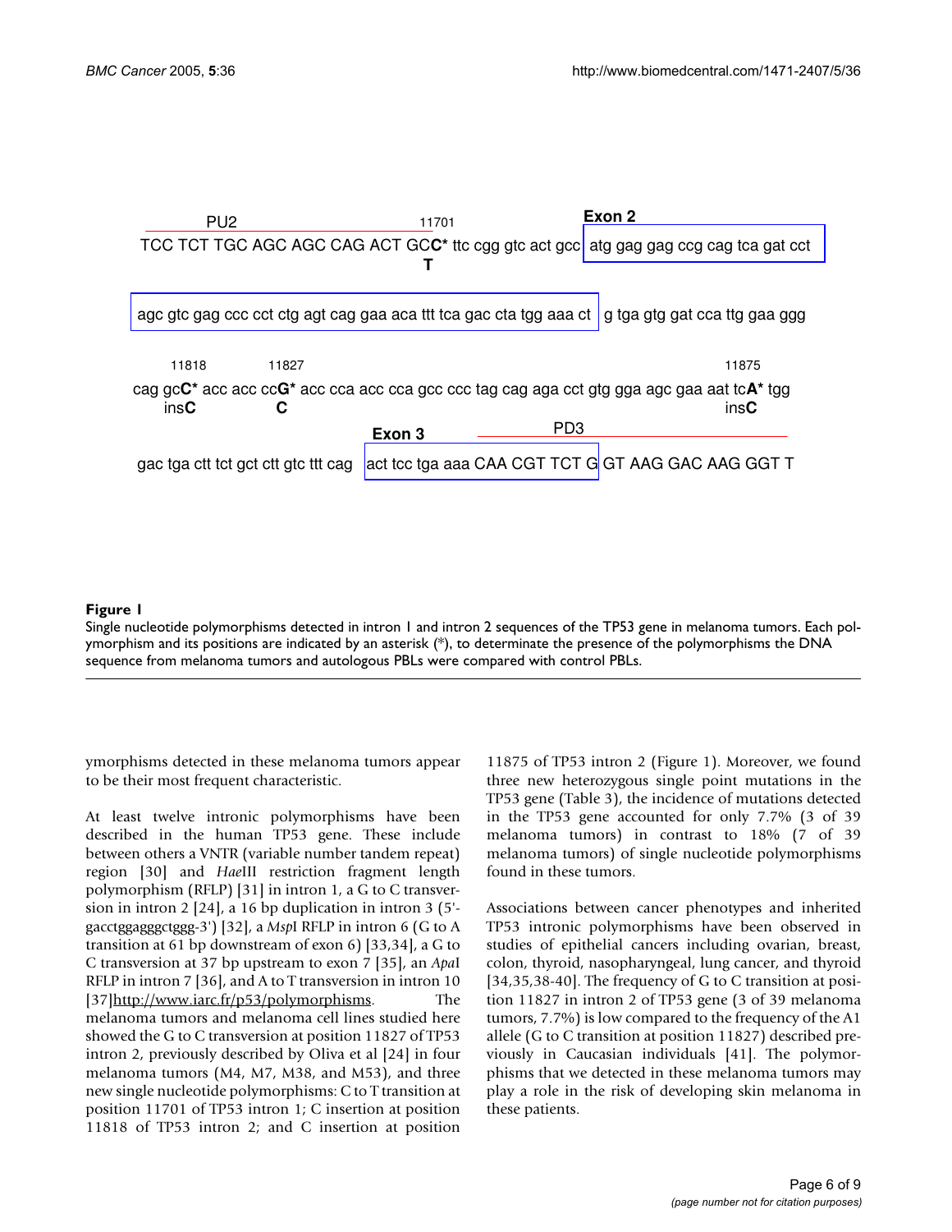PU2 11701 Exon 2

TCC TCT TGC AGC AGC CAG ACT GC**C*** ttc cgg gtc act gcc | atg gag gag ccg cag tca gat cct
**T**

agc gtc gag ccc cct ctg agt cag gaa aca ttt tca gac cta tgg aaa ct | g tga gtg gat cca ttg gaa ggg

11818 11827 11875

cag gc**C*** acc acc cc**G*** acc cca acc cca gcc ccc tag cag aga cct gtg gga agc gaa aat tc**A*** tgg
ins**C** **C** ins**C**

Exon 3 PD3

gac tga ctt tct gct ctt gtc ttt cag | act tcc tga aaa CAA CGT TCT G | GT AAG GAC AAG GGT T

**Figure 1**

Single nucleotide polymorphisms detected in intron 1 and intron 2 sequences of the TP53 gene in melanoma tumors. Each polymorphism and its positions are indicated by an asterisk (*), to determinate the presence of the polymorphisms the DNA sequence from melanoma tumors and autologous PBLs were compared with control PBLs.

ymorphisms detected in these melanoma tumors appear to be their most frequent characteristic.

At least twelve intronic polymorphisms have been described in the human TP53 gene. These include between others a VNTR (variable number tandem repeat) region [30] and *Hae*III restriction fragment length polymorphism (RFLP) [31] in intron 1, a G to C transversion in intron 2 [24], a 16 bp duplication in intron 3 (5'-gacctggagggctggg-3') [32], a *Msp*I RFLP in intron 6 (G to A transition at 61 bp downstream of exon 6) [33,34], a G to C transversion at 37 bp upstream to exon 7 [35], an *Apa*I RFLP in intron 7 [36], and A to T transversion in intron 10 [37]http://www.iarc.fr/p53/polymorphisms. The melanoma tumors and melanoma cell lines studied here showed the G to C transversion at position 11827 of TP53 intron 2, previously described by Oliva et al [24] in four melanoma tumors (M4, M7, M38, and M53), and three new single nucleotide polymorphisms: C to T transition at position 11701 of TP53 intron 1; C insertion at position 11818 of TP53 intron 2; and C insertion at position 11875 of TP53 intron 2 (Figure 1). Moreover, we found three new heterozygous single point mutations in the TP53 gene (Table 3), the incidence of mutations detected in the TP53 gene accounted for only 7.7% (3 of 39 melanoma tumors) in contrast to 18% (7 of 39 melanoma tumors) of single nucleotide polymorphisms found in these tumors.

Associations between cancer phenotypes and inherited TP53 intronic polymorphisms have been observed in studies of epithelial cancers including ovarian, breast, colon, thyroid, nasopharyngeal, lung cancer, and thyroid [34,35,38-40]. The frequency of G to C transition at position 11827 in intron 2 of TP53 gene (3 of 39 melanoma tumors, 7.7%) is low compared to the frequency of the A1 allele (G to C transition at position 11827) described previously in Caucasian individuals [41]. The polymorphisms that we detected in these melanoma tumors may play a role in the risk of developing skin melanoma in these patients.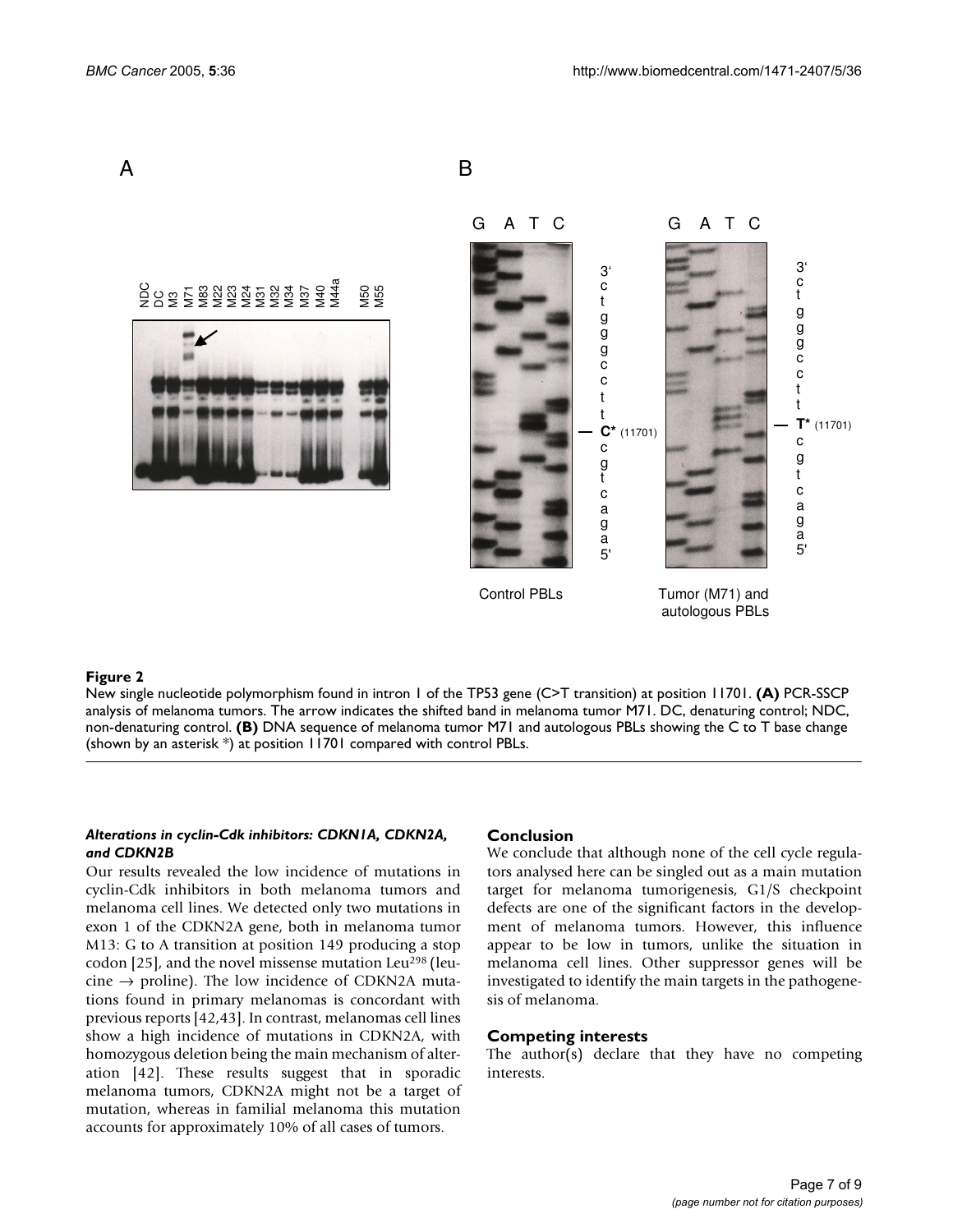**Figure 2**

New single nucleotide polymorphism found in intron 1 of the TP53 gene (C>T transition) at position 11701. **(A)** PCR-SSCP analysis of melanoma tumors. The arrow indicates the shifted band in melanoma tumor M71. DC, denaturing control; NDC, non-denaturing control. **(B)** DNA sequence of melanoma tumor M71 and autologous PBLs showing the C to T base change (shown by an asterisk *) at position 11701 compared with control PBLs.

### *Alterations in cyclin-Cdk inhibitors: CDKN1A, CDKN2A, and CDKN2B*

Our results revealed the low incidence of mutations in cyclin-Cdk inhibitors in both melanoma tumors and melanoma cell lines. We detected only two mutations in exon 1 of the CDKN2A gene, both in melanoma tumor M13: G to A transition at position 149 producing a stop codon [25], and the novel missense mutation Leu[298] (leucine → proline). The low incidence of CDKN2A mutations found in primary melanomas is concordant with previous reports [42,43]. In contrast, melanomas cell lines show a high incidence of mutations in CDKN2A, with homozygous deletion being the main mechanism of alteration [42]. These results suggest that in sporadic melanoma tumors, CDKN2A might not be a target of mutation, whereas in familial melanoma this mutation accounts for approximately 10% of all cases of tumors.

## Conclusion

We conclude that although none of the cell cycle regulators analysed here can be singled out as a main mutation target for melanoma tumorigenesis, G1/S checkpoint defects are one of the significant factors in the development of melanoma tumors. However, this influence appear to be low in tumors, unlike the situation in melanoma cell lines. Other suppressor genes will be investigated to identify the main targets in the pathogenesis of melanoma.

## Competing interests

The author(s) declare that they have no competing interests.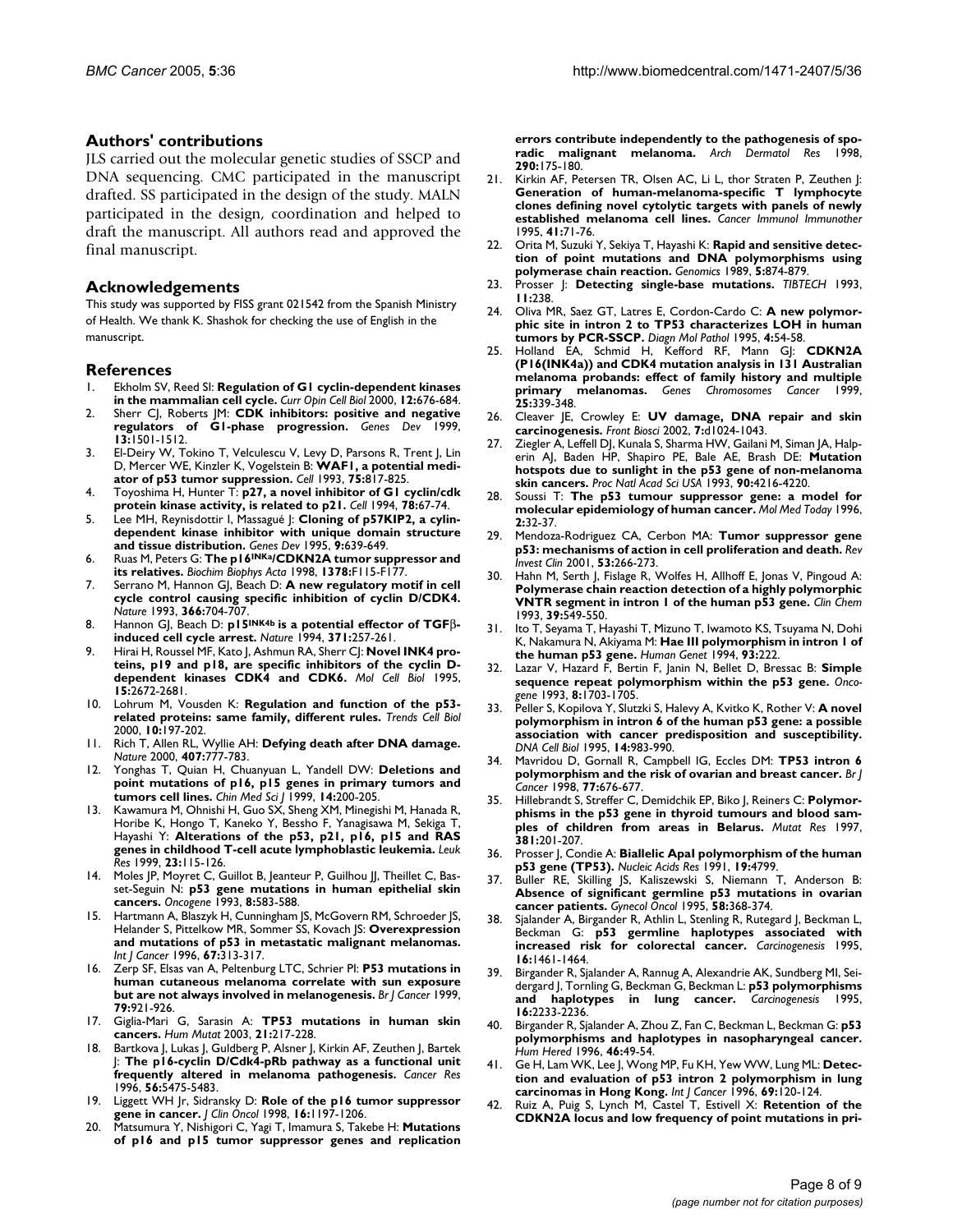## Authors' contributions

JLS carried out the molecular genetic studies of SSCP and DNA sequencing. CMC participated in the manuscript drafted. SS participated in the design of the study. MALN participated in the design, coordination and helped to draft the manuscript. All authors read and approved the final manuscript.

## Acknowledgements

This study was supported by FISS grant 021542 from the Spanish Ministry of Health. We thank K. Shashok for checking the use of English in the manuscript.

## References

1. Ekholm SV, Reed SI: **Regulation of G1 cyclin-dependent kinases in the mammalian cell cycle.** *Curr Opin Cell Biol* 2000, **12:**676-684.
2. Sherr CJ, Roberts JM: **CDK inhibitors: positive and negative regulators of G1-phase progression.** *Genes Dev* 1999, **13:**1501-1512.
3. El-Deiry W, Tokino T, Velculescu V, Levy D, Parsons R, Trent J, Lin D, Mercer WE, Kinzler K, Vogelstein B: **WAF1, a potential mediator of p53 tumor suppression.** *Cell* 1993, **75:**817-825.
4. Toyoshima H, Hunter T: **p27, a novel inhibitor of G1 cyclin/cdk protein kinase activity, is related to p21.** *Cell* 1994, **78:**67-74.
5. Lee MH, Reynisdottir I, Massagué J: **Cloning of p57KIP2, a cylin-dependent kinase inhibitor with unique domain structure and tissue distribution.** *Genes Dev* 1995, **9:**639-649.
6. Ruas M, Peters G: **The p16INKa/CDKN2A tumor suppressor and its relatives.** *Biochim Biophys Acta* 1998, **1378:**F115-F177.
7. Serrano M, Hannon GJ, Beach D: **A new regulatory motif in cell cycle control causing specific inhibition of cyclin D/CDK4.** *Nature* 1993, **366:**704-707.
8. Hannon GJ, Beach D: **p15INK4b is a potential effector of TGFβ-induced cell cycle arrest.** *Nature* 1994, **371:**257-261.
9. Hirai H, Roussel MF, Kato J, Ashmun RA, Sherr CJ: **Novel INK4 proteins, p19 and p18, are specific inhibitors of the cyclin D-dependent kinases CDK4 and CDK6.** *Mol Cell Biol* 1995, **15:**2672-2681.
10. Lohrum M, Vousden K: **Regulation and function of the p53-related proteins: same family, different rules.** *Trends Cell Biol* 2000, **10:**197-202.
11. Rich T, Allen RL, Wyllie AH: **Defying death after DNA damage.** *Nature* 2000, **407:**777-783.
12. Yonghas T, Quian H, Chuanyuan L, Yandell DW: **Deletions and point mutations of p16, p15 genes in primary tumors and tumors cell lines.** *Chin Med Sci J* 1999, **14:**200-205.
13. Kawamura M, Ohnishi H, Guo SX, Sheng XM, Minegishi M, Hanada R, Horibe K, Hongo T, Kaneko Y, Bessho F, Yanagisawa M, Sekiga T, Hayashi Y: **Alterations of the p53, p21, p16, p15 and RAS genes in childhood T-cell acute lymphoblastic leukemia.** *Leuk Res* 1999, **23:**115-126.
14. Moles JP, Moyret C, Guillot B, Jeanteur P, Guilhou JJ, Theillet C, Basset-Seguin N: **p53 gene mutations in human epithelial skin cancers.** *Oncogene* 1993, **8:**583-588.
15. Hartmann A, Blaszyk H, Cunningham JS, McGovern RM, Schroeder JS, Helander S, Pittelkow MR, Sommer SS, Kovach JS: **Overexpression and mutations of p53 in metastatic malignant melanomas.** *Int J Cancer* 1996, **67:**313-317.
16. Zerp SF, Elsas van A, Peltenburg LTC, Schrier PI: **P53 mutations in human cutaneous melanoma correlate with sun exposure but are not always involved in melanogenesis.** *Br J Cancer* 1999, **79:**921-926.
17. Giglia-Mari G, Sarasin A: **TP53 mutations in human skin cancers.** *Hum Mutat* 2003, **21:**217-228.
18. Bartkova J, Lukas J, Guldberg P, Alsner J, Kirkin AF, Zeuthen J, Bartek J: **The p16-cyclin D/Cdk4-pRb pathway as a functional unit frequently altered in melanoma pathogenesis.** *Cancer Res* 1996, **56:**5475-5483.
19. Liggett WH Jr, Sidransky D: **Role of the p16 tumor suppressor gene in cancer.** *J Clin Oncol* 1998, **16:**1197-1206.
20. Matsumura Y, Nishigori C, Yagi T, Imamura S, Takebe H: **Mutations of p16 and p15 tumor suppressor genes and replication errors contribute independently to the pathogenesis of sporadic malignant melanoma.** *Arch Dermatol Res* 1998, **290:**175-180.
21. Kirkin AF, Petersen TR, Olsen AC, Li L, thor Straten P, Zeuthen J: **Generation of human-melanoma-specific T lymphocyte clones defining novel cytolytic targets with panels of newly established melanoma cell lines.** *Cancer Immunol Immunother* 1995, **41:**71-76.
22. Orita M, Suzuki Y, Sekiya T, Hayashi K: **Rapid and sensitive detection of point mutations and DNA polymorphisms using polymerase chain reaction.** *Genomics* 1989, **5:**874-879.
23. Prosser J: **Detecting single-base mutations.** *TIBTECH* 1993, **11:**238.
24. Oliva MR, Saez GT, Latres E, Cordon-Cardo C: **A new polymorphic site in intron 2 to TP53 characterizes LOH in human tumors by PCR-SSCP.** *Diagn Mol Pathol* 1995, **4:**54-58.
25. Holland EA, Schmid H, Kefford RF, Mann GJ: **CDKN2A (P16(INK4a)) and CDK4 mutation analysis in 131 Australian melanoma probands: effect of family history and multiple primary melanomas.** *Genes Chromosomes Cancer* 1999, **25:**339-348.
26. Cleaver JE, Crowley E: **UV damage, DNA repair and skin carcinogenesis.** *Front Biosci* 2002, **7:**d1024-1043.
27. Ziegler A, Leffell DJ, Kunala S, Sharma HW, Gailani M, Siman JA, Halperin AJ, Baden HP, Shapiro PE, Bale AE, Brash DE: **Mutation hotspots due to sunlight in the p53 gene of non-melanoma skin cancers.** *Proc Natl Acad Sci USA* 1993, **90:**4216-4220.
28. Soussi T: **The p53 tumour suppressor gene: a model for molecular epidemiology of human cancer.** *Mol Med Today* 1996, **2:**32-37.
29. Mendoza-Rodriguez CA, Cerbon MA: **Tumor suppressor gene p53: mechanisms of action in cell proliferation and death.** *Rev Invest Clin* 2001, **53:**266-273.
30. Hahn M, Serth J, Fislage R, Wolfes H, Allhoff E, Jonas V, Pingoud A: **Polymerase chain reaction detection of a highly polymorphic VNTR segment in intron 1 of the human p53 gene.** *Clin Chem* 1993, **39:**549-550.
31. Ito T, Seyama T, Hayashi T, Mizuno T, Iwamoto KS, Tsuyama N, Dohi K, Nakamura N, Akiyama M: **Hae III polymorphism in intron 1 of the human p53 gene.** *Human Genet* 1994, **93:**222.
32. Lazar V, Hazard F, Bertin F, Janin N, Bellet D, Bressac B: **Simple sequence repeat polymorphism within the p53 gene.** *Oncogene* 1993, **8:**1703-1705.
33. Peller S, Kopilova Y, Slutzki S, Halevy A, Kvitko K, Rother V: **A novel polymorphism in intron 6 of the human p53 gene: a possible association with cancer predisposition and susceptibility.** *DNA Cell Biol* 1995, **14:**983-990.
34. Mavridou D, Gornall R, Campbell IG, Eccles DM: **TP53 intron 6 polymorphism and the risk of ovarian and breast cancer.** *Br J Cancer* 1998, **77:**676-677.
35. Hillebrandt S, Streffer C, Demidchik EP, Biko J, Reiners C: **Polymorphisms in the p53 gene in thyroid tumours and blood samples of children from areas in Belarus.** *Mutat Res* 1997, **381:**201-207.
36. Prosser J, Condie A: **Biallelic ApaI polymorphism of the human p53 gene (TP53).** *Nucleic Acids Res* 1991, **19:**4799.
37. Buller RE, Skilling JS, Kaliszewski S, Niemann T, Anderson B: **Absence of significant germline p53 mutations in ovarian cancer patients.** *Gynecol Oncol* 1995, **58:**368-374.
38. Sjalander A, Birgander R, Athlin L, Stenling R, Rutegard J, Beckman L, Beckman G: **p53 germline haplotypes associated with increased risk for colorectal cancer.** *Carcinogenesis* 1995, **16:**1461-1464.
39. Birgander R, Sjalander A, Rannug A, Alexandrie AK, Sundberg MI, Seidergard J, Tornling G, Beckman G, Beckman L: **p53 polymorphisms and haplotypes in lung cancer.** *Carcinogenesis* 1995, **16:**2233-2236.
40. Birgander R, Sjalander A, Zhou Z, Fan C, Beckman L, Beckman G: **p53 polymorphisms and haplotypes in nasopharyngeal cancer.** *Hum Hered* 1996, **46:**49-54.
41. Ge H, Lam WK, Lee J, Wong MP, Fu KH, Yew WW, Lung ML: **Detection and evaluation of p53 intron 2 polymorphism in lung carcinomas in Hong Kong.** *Int J Cancer* 1996, **69:**120-124.
42. Ruiz A, Puig S, Lynch M, Castel T, Estivell X: **Retention of the CDKN2A locus and low frequency of point mutations in pri-**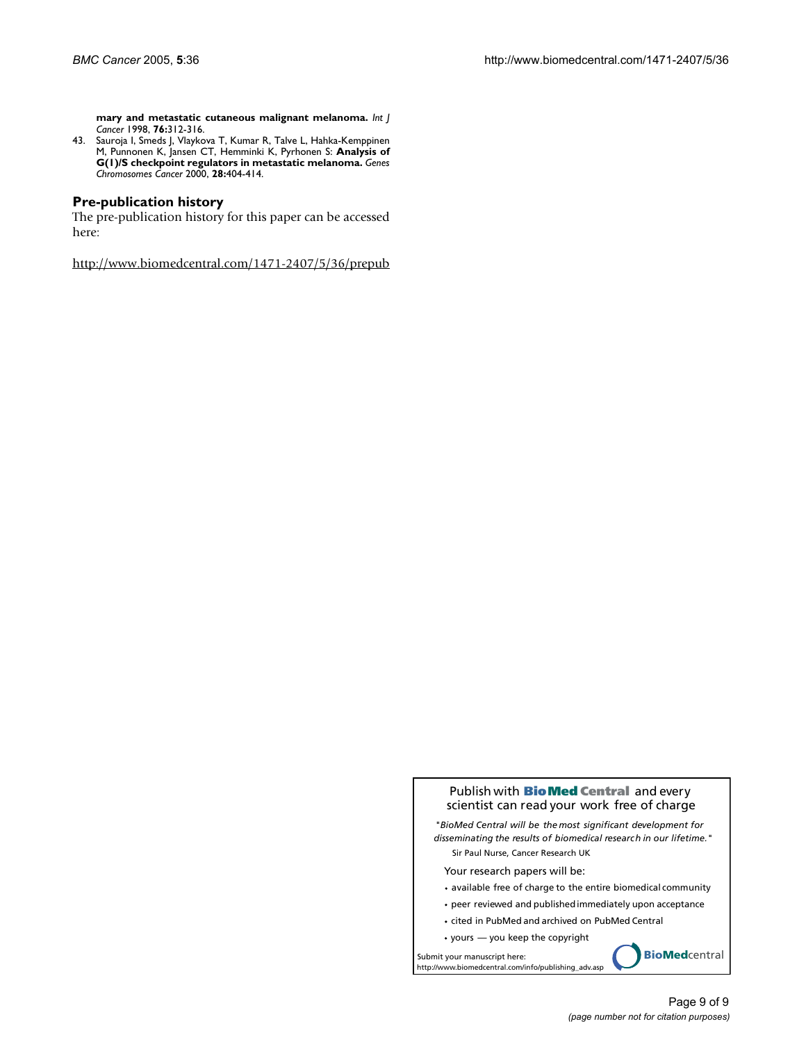**mary and metastatic cutaneous malignant melanoma.** *Int J Cancer* 1998, **76:**312-316.

43. Sauroja I, Smeds J, Vlaykova T, Kumar R, Talve L, Hahka-Kemppinen M, Punnonen K, Jansen CT, Hemminki K, Pyrhonen S: **Analysis of G(1)/S checkpoint regulators in metastatic melanoma.** *Genes Chromosomes Cancer* 2000, **28:**404-414.

## Pre-publication history

The pre-publication history for this paper can be accessed here:

http://www.biomedcentral.com/1471-2407/5/36/prepub

Publish with **BioMed Central** and every scientist can read your work free of charge

*"BioMed Central will be the most significant development for disseminating the results of biomedical research in our lifetime."*

Sir Paul Nurse, Cancer Research UK

Your research papers will be:

- available free of charge to the entire biomedical community
- peer reviewed and published immediately upon acceptance
- cited in PubMed and archived on PubMed Central
- yours — you keep the copyright

Submit your manuscript here:
http://www.biomedcentral.com/info/publishing_adv.asp

**BioMed**central